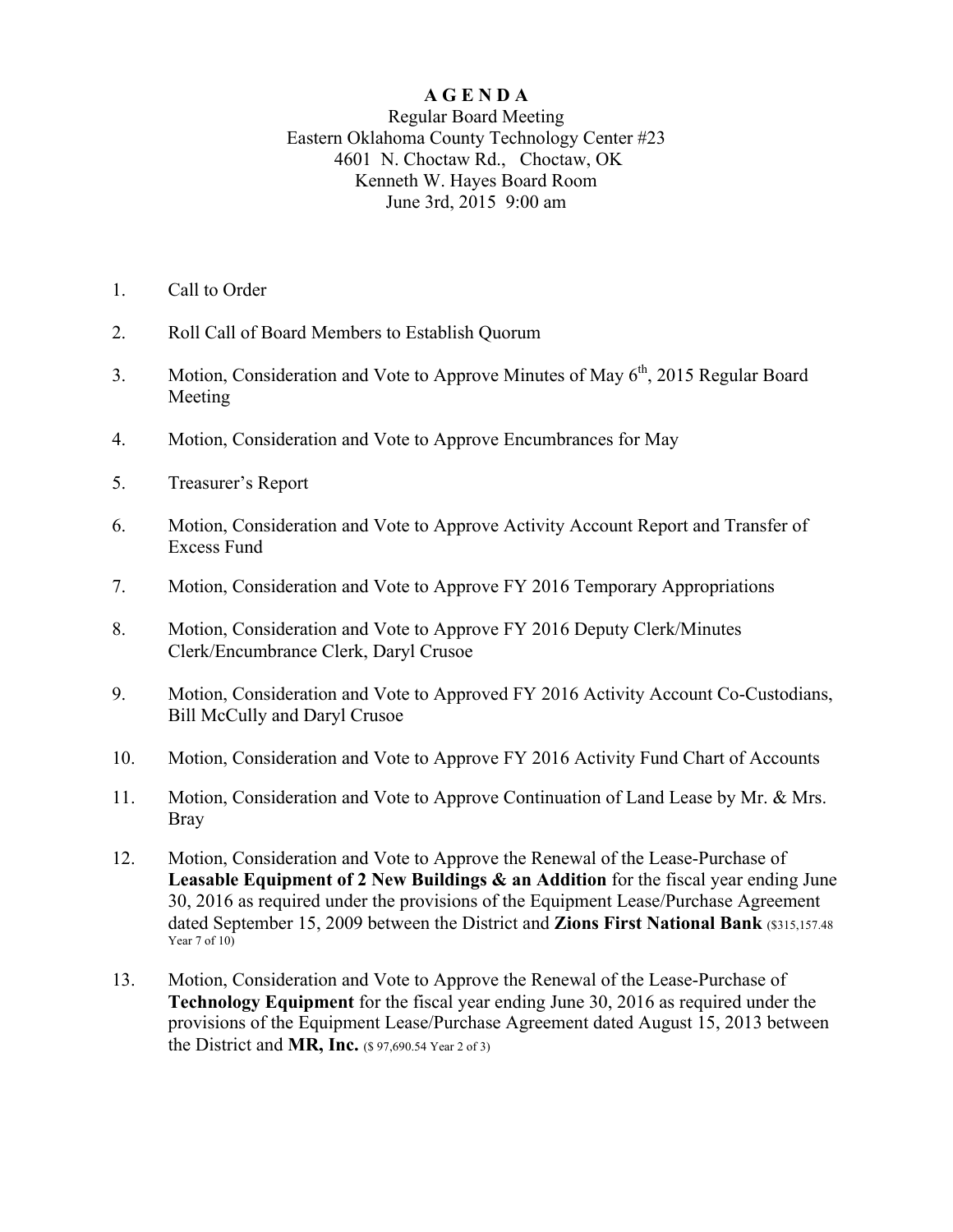# A G E N D A

Regular Board Meeting
Eastern Oklahoma County Technology Center #23
4601 N. Choctaw Rd., Choctaw, OK
Kenneth W. Hayes Board Room
June 3rd, 2015 9:00 am

1. Call to Order

2. Roll Call of Board Members to Establish Quorum

3. Motion, Consideration and Vote to Approve Minutes of May 6th, 2015 Regular Board Meeting

4. Motion, Consideration and Vote to Approve Encumbrances for May

5. Treasurer's Report

6. Motion, Consideration and Vote to Approve Activity Account Report and Transfer of Excess Fund

7. Motion, Consideration and Vote to Approve FY 2016 Temporary Appropriations

8. Motion, Consideration and Vote to Approve FY 2016 Deputy Clerk/Minutes Clerk/Encumbrance Clerk, Daryl Crusoe

9. Motion, Consideration and Vote to Approved FY 2016 Activity Account Co-Custodians, Bill McCully and Daryl Crusoe

10. Motion, Consideration and Vote to Approve FY 2016 Activity Fund Chart of Accounts

11. Motion, Consideration and Vote to Approve Continuation of Land Lease by Mr. & Mrs. Bray

12. Motion, Consideration and Vote to Approve the Renewal of the Lease-Purchase of **Leasable Equipment of 2 New Buildings & an Addition** for the fiscal year ending June 30, 2016 as required under the provisions of the Equipment Lease/Purchase Agreement dated September 15, 2009 between the District and **Zions First National Bank** ($315,157.48 Year 7 of 10)

13. Motion, Consideration and Vote to Approve the Renewal of the Lease-Purchase of **Technology Equipment** for the fiscal year ending June 30, 2016 as required under the provisions of the Equipment Lease/Purchase Agreement dated August 15, 2013 between the District and **MR, Inc.** ($ 97,690.54 Year 2 of 3)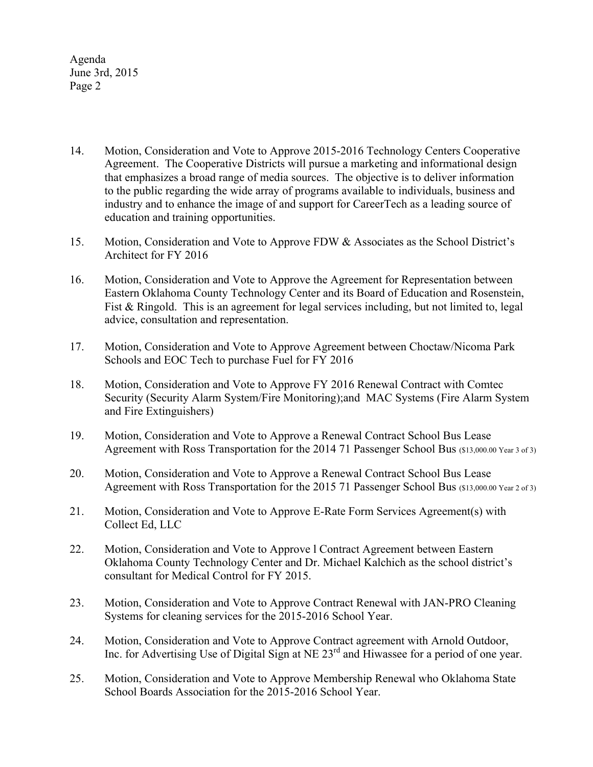14. Motion, Consideration and Vote to Approve 2015-2016 Technology Centers Cooperative Agreement. The Cooperative Districts will pursue a marketing and informational design that emphasizes a broad range of media sources. The objective is to deliver information to the public regarding the wide array of programs available to individuals, business and industry and to enhance the image of and support for CareerTech as a leading source of education and training opportunities.

15. Motion, Consideration and Vote to Approve FDW & Associates as the School District's Architect for FY 2016

16. Motion, Consideration and Vote to Approve the Agreement for Representation between Eastern Oklahoma County Technology Center and its Board of Education and Rosenstein, Fist & Ringold. This is an agreement for legal services including, but not limited to, legal advice, consultation and representation.

17. Motion, Consideration and Vote to Approve Agreement between Choctaw/Nicoma Park Schools and EOC Tech to purchase Fuel for FY 2016

18. Motion, Consideration and Vote to Approve FY 2016 Renewal Contract with Comtec Security (Security Alarm System/Fire Monitoring);and MAC Systems (Fire Alarm System and Fire Extinguishers)

19. Motion, Consideration and Vote to Approve a Renewal Contract School Bus Lease Agreement with Ross Transportation for the 2014 71 Passenger School Bus ($13,000.00 Year 3 of 3)

20. Motion, Consideration and Vote to Approve a Renewal Contract School Bus Lease Agreement with Ross Transportation for the 2015 71 Passenger School Bus ($13,000.00 Year 2 of 3)

21. Motion, Consideration and Vote to Approve E-Rate Form Services Agreement(s) with Collect Ed, LLC

22. Motion, Consideration and Vote to Approve l Contract Agreement between Eastern Oklahoma County Technology Center and Dr. Michael Kalchich as the school district's consultant for Medical Control for FY 2015.

23. Motion, Consideration and Vote to Approve Contract Renewal with JAN-PRO Cleaning Systems for cleaning services for the 2015-2016 School Year.

24. Motion, Consideration and Vote to Approve Contract agreement with Arnold Outdoor, Inc. for Advertising Use of Digital Sign at NE 23rd and Hiwassee for a period of one year.

25. Motion, Consideration and Vote to Approve Membership Renewal who Oklahoma State School Boards Association for the 2015-2016 School Year.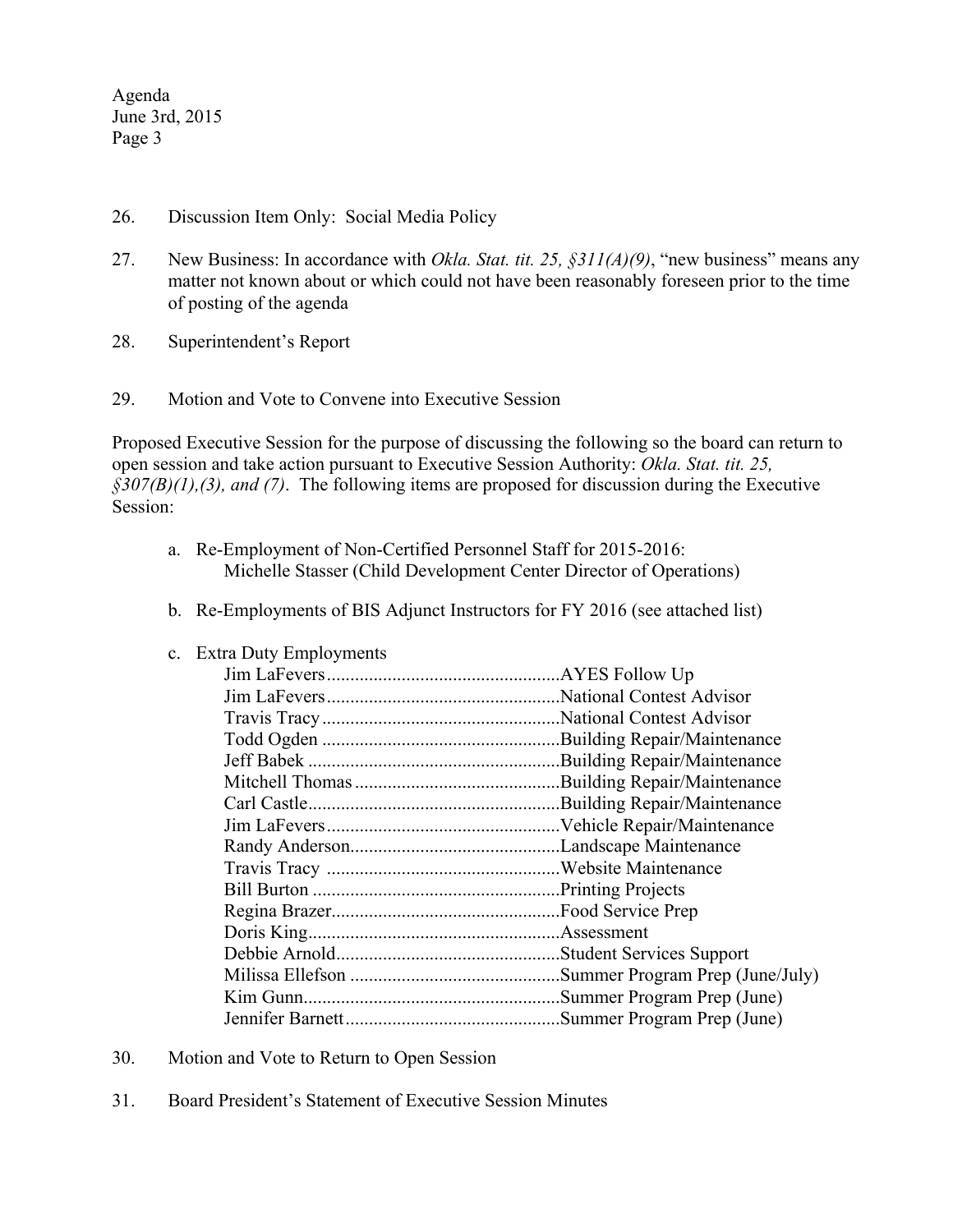26. Discussion Item Only: Social Media Policy

27. New Business: In accordance with *Okla. Stat. tit. 25, §311(A)(9)*, "new business" means any matter not known about or which could not have been reasonably foreseen prior to the time of posting of the agenda

28. Superintendent's Report

29. Motion and Vote to Convene into Executive Session

Proposed Executive Session for the purpose of discussing the following so the board can return to open session and take action pursuant to Executive Session Authority: *Okla. Stat. tit. 25, §307(B)(1),(3), and (7)*. The following items are proposed for discussion during the Executive Session:

a. Re-Employment of Non-Certified Personnel Staff for 2015-2016:
   Michelle Stasser (Child Development Center Director of Operations)

b. Re-Employments of BIS Adjunct Instructors for FY 2016 (see attached list)

c. Extra Duty Employments
   - Jim LaFevers..................................................AYES Follow Up
   - Jim LaFevers..................................................National Contest Advisor
   - Travis Tracy...................................................National Contest Advisor
   - Todd Ogden ...................................................Building Repair/Maintenance
   - Jeff Babek ......................................................Building Repair/Maintenance
   - Mitchell Thomas ............................................Building Repair/Maintenance
   - Carl Castle......................................................Building Repair/Maintenance
   - Jim LaFevers..................................................Vehicle Repair/Maintenance
   - Randy Anderson.............................................Landscape Maintenance
   - Travis Tracy ..................................................Website Maintenance
   - Bill Burton .....................................................Printing Projects
   - Regina Brazer.................................................Food Service Prep
   - Doris King......................................................Assessment
   - Debbie Arnold................................................Student Services Support
   - Milissa Ellefson .............................................Summer Program Prep (June/July)
   - Kim Gunn.......................................................Summer Program Prep (June)
   - Jennifer Barnett..............................................Summer Program Prep (June)

30. Motion and Vote to Return to Open Session

31. Board President's Statement of Executive Session Minutes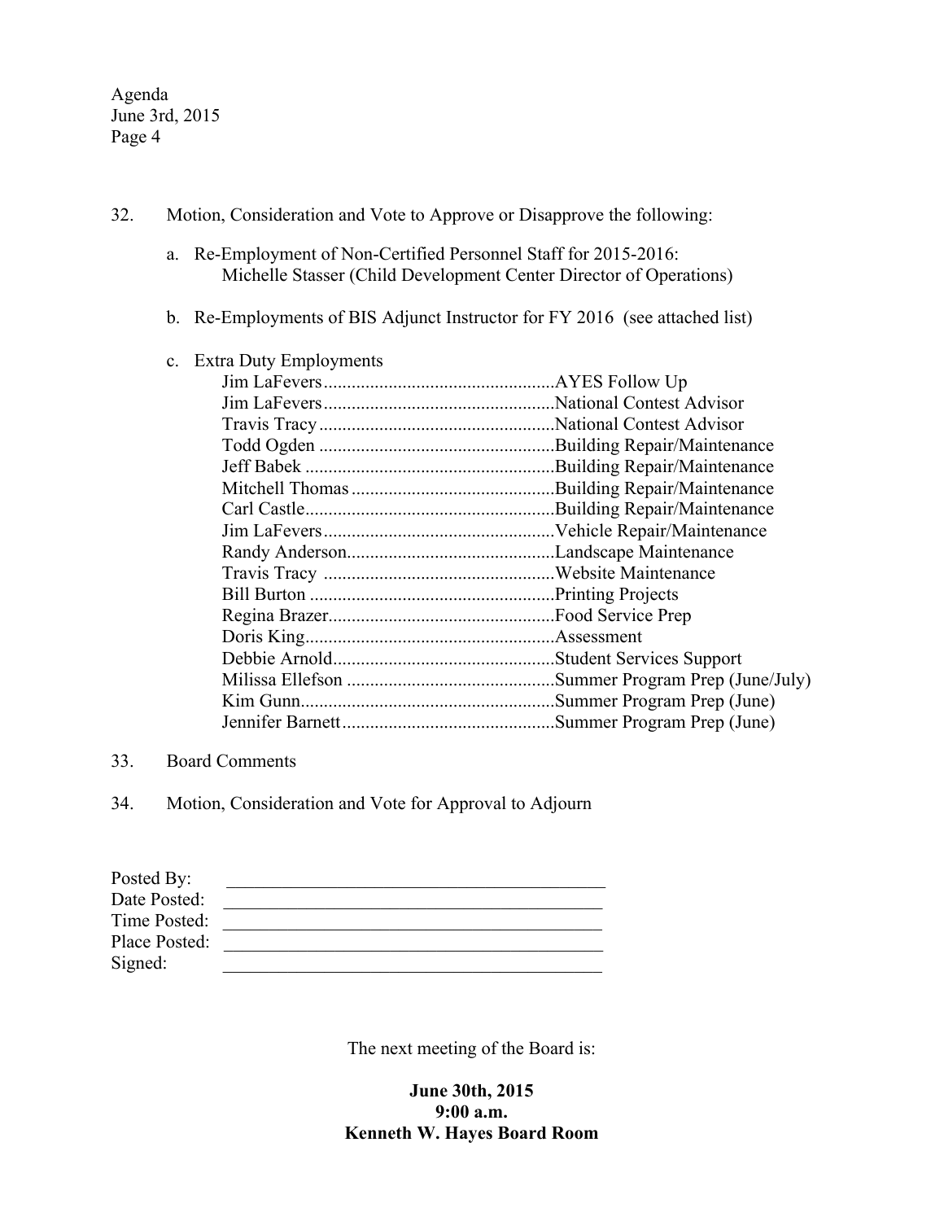Agenda
June 3rd, 2015
Page 4

32. Motion, Consideration and Vote to Approve or Disapprove the following:

    a. Re-Employment of Non-Certified Personnel Staff for 2015-2016:
       Michelle Stasser (Child Development Center Director of Operations)

    b. Re-Employments of BIS Adjunct Instructor for FY 2016 (see attached list)

    c. Extra Duty Employments
       Jim LaFevers..................................................AYES Follow Up
       Jim LaFevers..................................................National Contest Advisor
       Travis Tracy...................................................National Contest Advisor
       Todd Ogden ...................................................Building Repair/Maintenance
       Jeff Babek ......................................................Building Repair/Maintenance
       Mitchell Thomas ............................................Building Repair/Maintenance
       Carl Castle......................................................Building Repair/Maintenance
       Jim LaFevers..................................................Vehicle Repair/Maintenance
       Randy Anderson.............................................Landscape Maintenance
       Travis Tracy ..................................................Website Maintenance
       Bill Burton .....................................................Printing Projects
       Regina Brazer.................................................Food Service Prep
       Doris King......................................................Assessment
       Debbie Arnold................................................Student Services Support
       Milissa Ellefson .............................................Summer Program Prep (June/July)
       Kim Gunn.......................................................Summer Program Prep (June)
       Jennifer Barnett..............................................Summer Program Prep (June)

33. Board Comments

34. Motion, Consideration and Vote for Approval to Adjourn

Posted By: \_\_\_\_\_\_\_\_\_\_\_\_\_\_\_\_\_\_\_\_\_\_\_\_\_\_\_\_\_\_\_\_\_\_\_\_\_\_\_\_\_\_
Date Posted: \_\_\_\_\_\_\_\_\_\_\_\_\_\_\_\_\_\_\_\_\_\_\_\_\_\_\_\_\_\_\_\_\_\_\_\_\_\_\_\_\_\_
Time Posted: \_\_\_\_\_\_\_\_\_\_\_\_\_\_\_\_\_\_\_\_\_\_\_\_\_\_\_\_\_\_\_\_\_\_\_\_\_\_\_\_\_\_
Place Posted: \_\_\_\_\_\_\_\_\_\_\_\_\_\_\_\_\_\_\_\_\_\_\_\_\_\_\_\_\_\_\_\_\_\_\_\_\_\_\_\_\_\_
Signed: \_\_\_\_\_\_\_\_\_\_\_\_\_\_\_\_\_\_\_\_\_\_\_\_\_\_\_\_\_\_\_\_\_\_\_\_\_\_\_\_\_\_

The next meeting of the Board is:

**June 30th, 2015**
**9:00 a.m.**
**Kenneth W. Hayes Board Room**